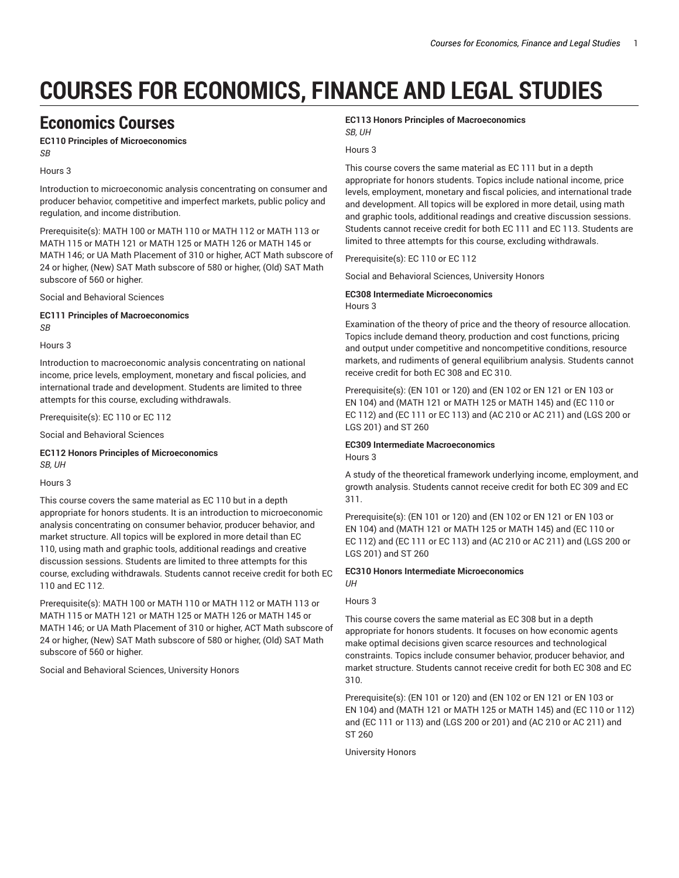# COURSES FOR ECONOMICS, FINANCE AND LEGAL STUDIES

## Economics Courses

**EC110 Principles of Microeconomics**
*SB*

Hours 3

Introduction to microeconomic analysis concentrating on consumer and producer behavior, competitive and imperfect markets, public policy and regulation, and income distribution.

Prerequisite(s): MATH 100 or MATH 110 or MATH 112 or MATH 113 or MATH 115 or MATH 121 or MATH 125 or MATH 126 or MATH 145 or MATH 146; or UA Math Placement of 310 or higher, ACT Math subscore of 24 or higher, (New) SAT Math subscore of 580 or higher, (Old) SAT Math subscore of 560 or higher.

Social and Behavioral Sciences

**EC111 Principles of Macroeconomics**
*SB*

Hours 3

Introduction to macroeconomic analysis concentrating on national income, price levels, employment, monetary and fiscal policies, and international trade and development. Students are limited to three attempts for this course, excluding withdrawals.

Prerequisite(s): EC 110 or EC 112

Social and Behavioral Sciences

**EC112 Honors Principles of Microeconomics**
*SB, UH*

Hours 3

This course covers the same material as EC 110 but in a depth appropriate for honors students. It is an introduction to microeconomic analysis concentrating on consumer behavior, producer behavior, and market structure. All topics will be explored in more detail than EC 110, using math and graphic tools, additional readings and creative discussion sessions. Students are limited to three attempts for this course, excluding withdrawals. Students cannot receive credit for both EC 110 and EC 112.

Prerequisite(s): MATH 100 or MATH 110 or MATH 112 or MATH 113 or MATH 115 or MATH 121 or MATH 125 or MATH 126 or MATH 145 or MATH 146; or UA Math Placement of 310 or higher, ACT Math subscore of 24 or higher, (New) SAT Math subscore of 580 or higher, (Old) SAT Math subscore of 560 or higher.

Social and Behavioral Sciences, University Honors

**EC113 Honors Principles of Macroeconomics**
*SB, UH*

Hours 3

This course covers the same material as EC 111 but in a depth appropriate for honors students. Topics include national income, price levels, employment, monetary and fiscal policies, and international trade and development. All topics will be explored in more detail, using math and graphic tools, additional readings and creative discussion sessions. Students cannot receive credit for both EC 111 and EC 113. Students are limited to three attempts for this course, excluding withdrawals.

Prerequisite(s): EC 110 or EC 112

Social and Behavioral Sciences, University Honors

**EC308 Intermediate Microeconomics**

Hours 3

Examination of the theory of price and the theory of resource allocation. Topics include demand theory, production and cost functions, pricing and output under competitive and noncompetitive conditions, resource markets, and rudiments of general equilibrium analysis. Students cannot receive credit for both EC 308 and EC 310.

Prerequisite(s): (EN 101 or 120) and (EN 102 or EN 121 or EN 103 or EN 104) and (MATH 121 or MATH 125 or MATH 145) and (EC 110 or EC 112) and (EC 111 or EC 113) and (AC 210 or AC 211) and (LGS 200 or LGS 201) and ST 260

**EC309 Intermediate Macroeconomics**

Hours 3

A study of the theoretical framework underlying income, employment, and growth analysis. Students cannot receive credit for both EC 309 and EC 311.

Prerequisite(s): (EN 101 or 120) and (EN 102 or EN 121 or EN 103 or EN 104) and (MATH 121 or MATH 125 or MATH 145) and (EC 110 or EC 112) and (EC 111 or EC 113) and (AC 210 or AC 211) and (LGS 200 or LGS 201) and ST 260

**EC310 Honors Intermediate Microeconomics**
*UH*

Hours 3

This course covers the same material as EC 308 but in a depth appropriate for honors students. It focuses on how economic agents make optimal decisions given scarce resources and technological constraints. Topics include consumer behavior, producer behavior, and market structure. Students cannot receive credit for both EC 308 and EC 310.

Prerequisite(s): (EN 101 or 120) and (EN 102 or EN 121 or EN 103 or EN 104) and (MATH 121 or MATH 125 or MATH 145) and (EC 110 or 112) and (EC 111 or 113) and (LGS 200 or 201) and (AC 210 or AC 211) and ST 260

University Honors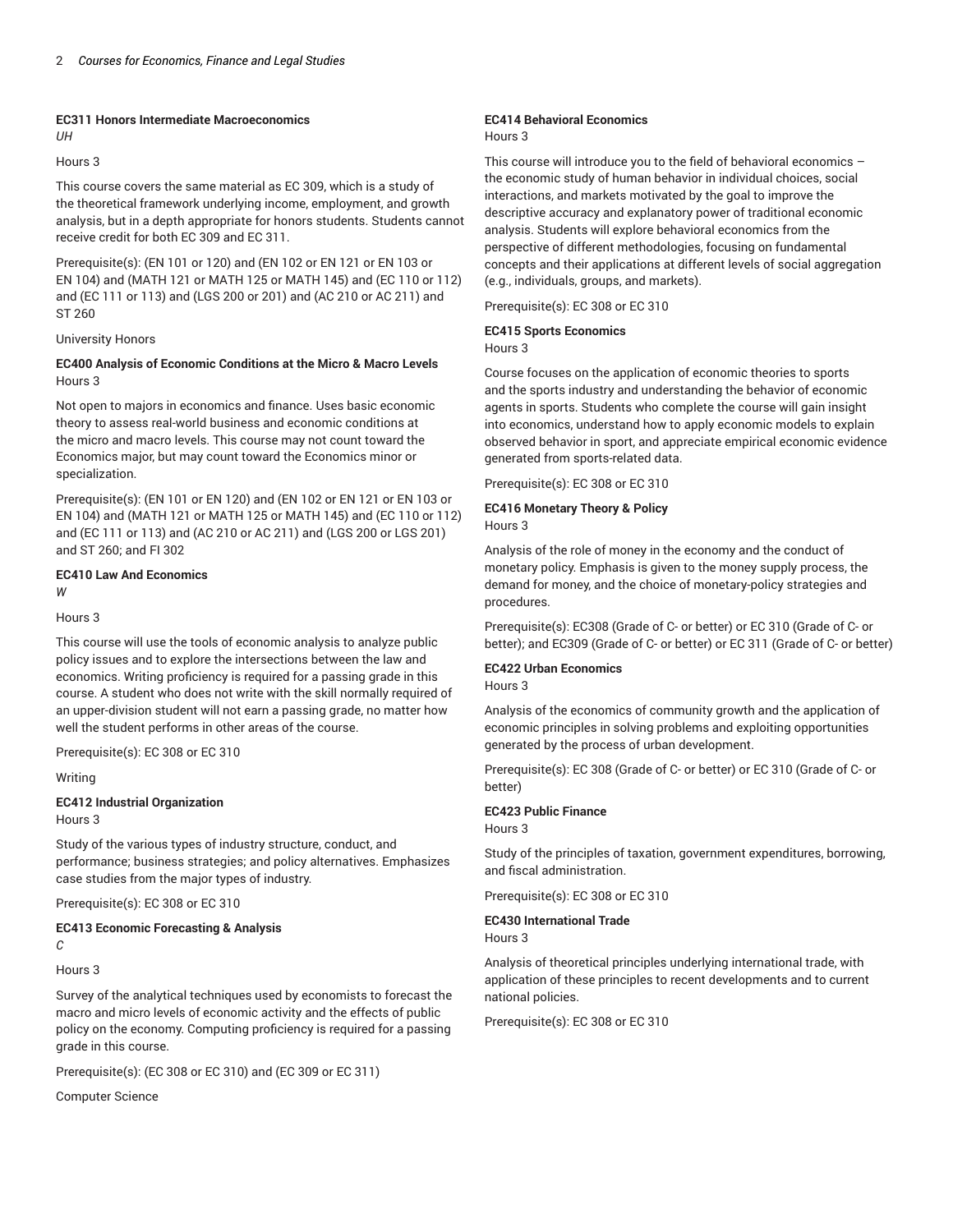#### EC311 Honors Intermediate Macroeconomics

*UH*

Hours 3

This course covers the same material as EC 309, which is a study of the theoretical framework underlying income, employment, and growth analysis, but in a depth appropriate for honors students. Students cannot receive credit for both EC 309 and EC 311.

Prerequisite(s): (EN 101 or 120) and (EN 102 or EN 121 or EN 103 or EN 104) and (MATH 121 or MATH 125 or MATH 145) and (EC 110 or 112) and (EC 111 or 113) and (LGS 200 or 201) and (AC 210 or AC 211) and ST 260

University Honors

#### EC400 Analysis of Economic Conditions at the Micro & Macro Levels

Hours 3

Not open to majors in economics and finance. Uses basic economic theory to assess real-world business and economic conditions at the micro and macro levels. This course may not count toward the Economics major, but may count toward the Economics minor or specialization.

Prerequisite(s): (EN 101 or EN 120) and (EN 102 or EN 121 or EN 103 or EN 104) and (MATH 121 or MATH 125 or MATH 145) and (EC 110 or 112) and (EC 111 or 113) and (AC 210 or AC 211) and (LGS 200 or LGS 201) and ST 260; and FI 302

#### EC410 Law And Economics

*W*

Hours 3

This course will use the tools of economic analysis to analyze public policy issues and to explore the intersections between the law and economics. Writing proficiency is required for a passing grade in this course. A student who does not write with the skill normally required of an upper-division student will not earn a passing grade, no matter how well the student performs in other areas of the course.

Prerequisite(s): EC 308 or EC 310

Writing

#### EC412 Industrial Organization

Hours 3

Study of the various types of industry structure, conduct, and performance; business strategies; and policy alternatives. Emphasizes case studies from the major types of industry.

Prerequisite(s): EC 308 or EC 310

#### EC413 Economic Forecasting & Analysis

*C*

Hours 3

Survey of the analytical techniques used by economists to forecast the macro and micro levels of economic activity and the effects of public policy on the economy. Computing proficiency is required for a passing grade in this course.

Prerequisite(s): (EC 308 or EC 310) and (EC 309 or EC 311)

Computer Science

#### EC414 Behavioral Economics

Hours 3

This course will introduce you to the field of behavioral economics – the economic study of human behavior in individual choices, social interactions, and markets motivated by the goal to improve the descriptive accuracy and explanatory power of traditional economic analysis. Students will explore behavioral economics from the perspective of different methodologies, focusing on fundamental concepts and their applications at different levels of social aggregation (e.g., individuals, groups, and markets).

Prerequisite(s): EC 308 or EC 310

#### EC415 Sports Economics

Hours 3

Course focuses on the application of economic theories to sports and the sports industry and understanding the behavior of economic agents in sports. Students who complete the course will gain insight into economics, understand how to apply economic models to explain observed behavior in sport, and appreciate empirical economic evidence generated from sports-related data.

Prerequisite(s): EC 308 or EC 310

#### EC416 Monetary Theory & Policy

Hours 3

Analysis of the role of money in the economy and the conduct of monetary policy. Emphasis is given to the money supply process, the demand for money, and the choice of monetary-policy strategies and procedures.

Prerequisite(s): EC308 (Grade of C- or better) or EC 310 (Grade of C- or better); and EC309 (Grade of C- or better) or EC 311 (Grade of C- or better)

#### EC422 Urban Economics

Hours 3

Analysis of the economics of community growth and the application of economic principles in solving problems and exploiting opportunities generated by the process of urban development.

Prerequisite(s): EC 308 (Grade of C- or better) or EC 310 (Grade of C- or better)

#### EC423 Public Finance

Hours 3

Study of the principles of taxation, government expenditures, borrowing, and fiscal administration.

Prerequisite(s): EC 308 or EC 310

#### EC430 International Trade

Hours 3

Analysis of theoretical principles underlying international trade, with application of these principles to recent developments and to current national policies.

Prerequisite(s): EC 308 or EC 310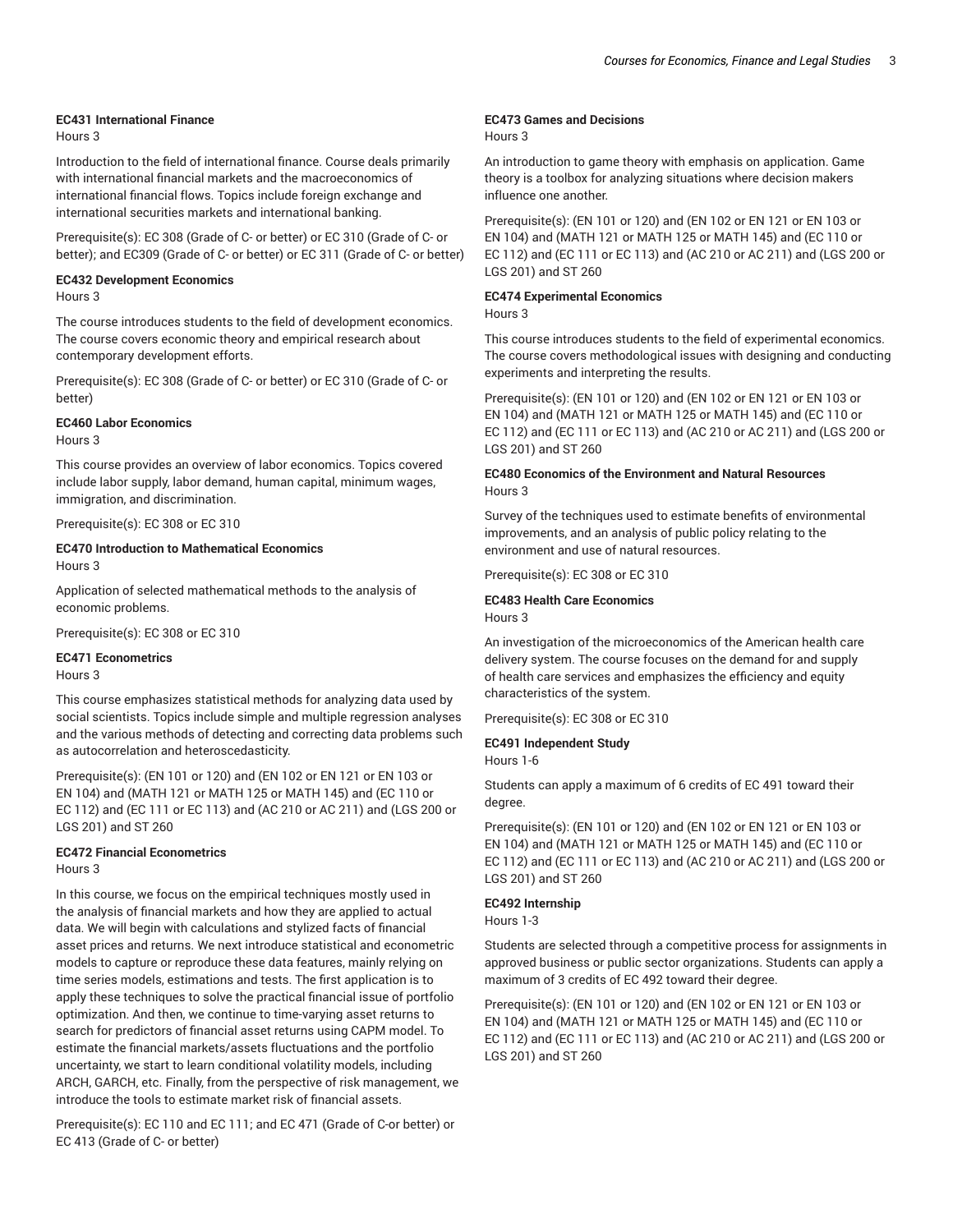**EC431 International Finance**

Hours 3

Introduction to the field of international finance. Course deals primarily with international financial markets and the macroeconomics of international financial flows. Topics include foreign exchange and international securities markets and international banking.

Prerequisite(s): EC 308 (Grade of C- or better) or EC 310 (Grade of C- or better); and EC309 (Grade of C- or better) or EC 311 (Grade of C- or better)

**EC432 Development Economics**

Hours 3

The course introduces students to the field of development economics. The course covers economic theory and empirical research about contemporary development efforts.

Prerequisite(s): EC 308 (Grade of C- or better) or EC 310 (Grade of C- or better)

**EC460 Labor Economics**

Hours 3

This course provides an overview of labor economics. Topics covered include labor supply, labor demand, human capital, minimum wages, immigration, and discrimination.

Prerequisite(s): EC 308 or EC 310

**EC470 Introduction to Mathematical Economics**

Hours 3

Application of selected mathematical methods to the analysis of economic problems.

Prerequisite(s): EC 308 or EC 310

**EC471 Econometrics**

Hours 3

This course emphasizes statistical methods for analyzing data used by social scientists. Topics include simple and multiple regression analyses and the various methods of detecting and correcting data problems such as autocorrelation and heteroscedasticity.

Prerequisite(s): (EN 101 or 120) and (EN 102 or EN 121 or EN 103 or EN 104) and (MATH 121 or MATH 125 or MATH 145) and (EC 110 or EC 112) and (EC 111 or EC 113) and (AC 210 or AC 211) and (LGS 200 or LGS 201) and ST 260

**EC472 Financial Econometrics**

Hours 3

In this course, we focus on the empirical techniques mostly used in the analysis of financial markets and how they are applied to actual data. We will begin with calculations and stylized facts of financial asset prices and returns. We next introduce statistical and econometric models to capture or reproduce these data features, mainly relying on time series models, estimations and tests. The first application is to apply these techniques to solve the practical financial issue of portfolio optimization. And then, we continue to time-varying asset returns to search for predictors of financial asset returns using CAPM model. To estimate the financial markets/assets fluctuations and the portfolio uncertainty, we start to learn conditional volatility models, including ARCH, GARCH, etc. Finally, from the perspective of risk management, we introduce the tools to estimate market risk of financial assets.

Prerequisite(s): EC 110 and EC 111; and EC 471 (Grade of C-or better) or EC 413 (Grade of C- or better)

**EC473 Games and Decisions**

Hours 3

An introduction to game theory with emphasis on application. Game theory is a toolbox for analyzing situations where decision makers influence one another.

Prerequisite(s): (EN 101 or 120) and (EN 102 or EN 121 or EN 103 or EN 104) and (MATH 121 or MATH 125 or MATH 145) and (EC 110 or EC 112) and (EC 111 or EC 113) and (AC 210 or AC 211) and (LGS 200 or LGS 201) and ST 260

**EC474 Experimental Economics**

Hours 3

This course introduces students to the field of experimental economics. The course covers methodological issues with designing and conducting experiments and interpreting the results.

Prerequisite(s): (EN 101 or 120) and (EN 102 or EN 121 or EN 103 or EN 104) and (MATH 121 or MATH 125 or MATH 145) and (EC 110 or EC 112) and (EC 111 or EC 113) and (AC 210 or AC 211) and (LGS 200 or LGS 201) and ST 260

**EC480 Economics of the Environment and Natural Resources**

Hours 3

Survey of the techniques used to estimate benefits of environmental improvements, and an analysis of public policy relating to the environment and use of natural resources.

Prerequisite(s): EC 308 or EC 310

**EC483 Health Care Economics**

Hours 3

An investigation of the microeconomics of the American health care delivery system. The course focuses on the demand for and supply of health care services and emphasizes the efficiency and equity characteristics of the system.

Prerequisite(s): EC 308 or EC 310

**EC491 Independent Study**

Hours 1-6

Students can apply a maximum of 6 credits of EC 491 toward their degree.

Prerequisite(s): (EN 101 or 120) and (EN 102 or EN 121 or EN 103 or EN 104) and (MATH 121 or MATH 125 or MATH 145) and (EC 110 or EC 112) and (EC 111 or EC 113) and (AC 210 or AC 211) and (LGS 200 or LGS 201) and ST 260

**EC492 Internship**

Hours 1-3

Students are selected through a competitive process for assignments in approved business or public sector organizations. Students can apply a maximum of 3 credits of EC 492 toward their degree.

Prerequisite(s): (EN 101 or 120) and (EN 102 or EN 121 or EN 103 or EN 104) and (MATH 121 or MATH 125 or MATH 145) and (EC 110 or EC 112) and (EC 111 or EC 113) and (AC 210 or AC 211) and (LGS 200 or LGS 201) and ST 260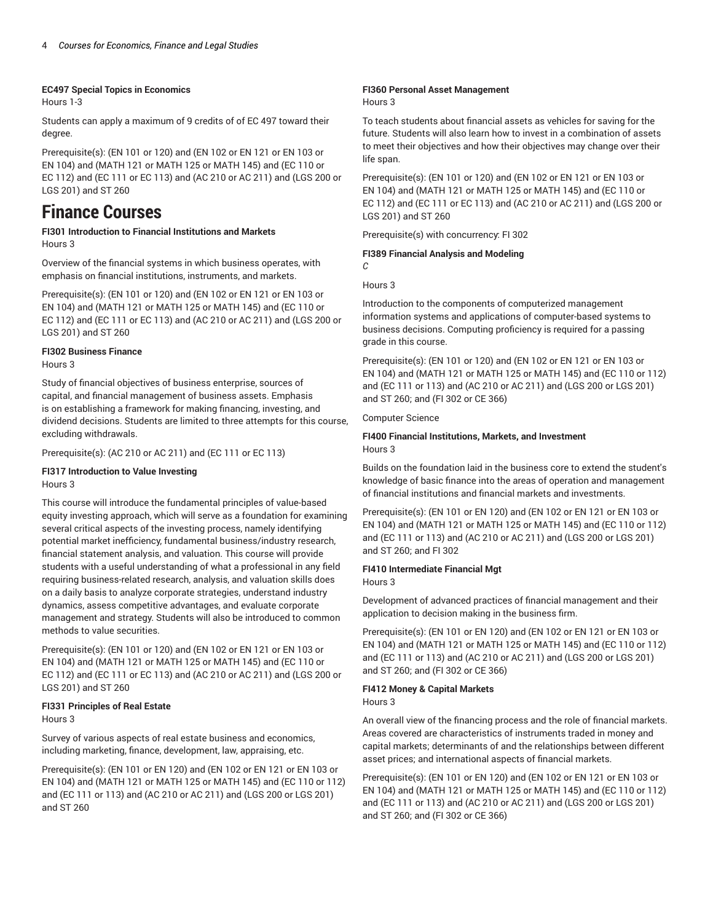**EC497 Special Topics in Economics**
Hours 1-3

Students can apply a maximum of 9 credits of of EC 497 toward their degree.

Prerequisite(s): (EN 101 or 120) and (EN 102 or EN 121 or EN 103 or EN 104) and (MATH 121 or MATH 125 or MATH 145) and (EC 110 or EC 112) and (EC 111 or EC 113) and (AC 210 or AC 211) and (LGS 200 or LGS 201) and ST 260

# Finance Courses

**FI301 Introduction to Financial Institutions and Markets**
Hours 3

Overview of the financial systems in which business operates, with emphasis on financial institutions, instruments, and markets.

Prerequisite(s): (EN 101 or 120) and (EN 102 or EN 121 or EN 103 or EN 104) and (MATH 121 or MATH 125 or MATH 145) and (EC 110 or EC 112) and (EC 111 or EC 113) and (AC 210 or AC 211) and (LGS 200 or LGS 201) and ST 260

**FI302 Business Finance**
Hours 3

Study of financial objectives of business enterprise, sources of capital, and financial management of business assets. Emphasis is on establishing a framework for making financing, investing, and dividend decisions. Students are limited to three attempts for this course, excluding withdrawals.

Prerequisite(s): (AC 210 or AC 211) and (EC 111 or EC 113)

**FI317 Introduction to Value Investing**
Hours 3

This course will introduce the fundamental principles of value-based equity investing approach, which will serve as a foundation for examining several critical aspects of the investing process, namely identifying potential market inefficiency, fundamental business/industry research, financial statement analysis, and valuation. This course will provide students with a useful understanding of what a professional in any field requiring business-related research, analysis, and valuation skills does on a daily basis to analyze corporate strategies, understand industry dynamics, assess competitive advantages, and evaluate corporate management and strategy. Students will also be introduced to common methods to value securities.

Prerequisite(s): (EN 101 or 120) and (EN 102 or EN 121 or EN 103 or EN 104) and (MATH 121 or MATH 125 or MATH 145) and (EC 110 or EC 112) and (EC 111 or EC 113) and (AC 210 or AC 211) and (LGS 200 or LGS 201) and ST 260

**FI331 Principles of Real Estate**
Hours 3

Survey of various aspects of real estate business and economics, including marketing, finance, development, law, appraising, etc.

Prerequisite(s): (EN 101 or EN 120) and (EN 102 or EN 121 or EN 103 or EN 104) and (MATH 121 or MATH 125 or MATH 145) and (EC 110 or 112) and (EC 111 or 113) and (AC 210 or AC 211) and (LGS 200 or LGS 201) and ST 260

**FI360 Personal Asset Management**
Hours 3

To teach students about financial assets as vehicles for saving for the future. Students will also learn how to invest in a combination of assets to meet their objectives and how their objectives may change over their life span.

Prerequisite(s): (EN 101 or 120) and (EN 102 or EN 121 or EN 103 or EN 104) and (MATH 121 or MATH 125 or MATH 145) and (EC 110 or EC 112) and (EC 111 or EC 113) and (AC 210 or AC 211) and (LGS 200 or LGS 201) and ST 260

Prerequisite(s) with concurrency: FI 302

**FI389 Financial Analysis and Modeling**
*C*

Hours 3

Introduction to the components of computerized management information systems and applications of computer-based systems to business decisions. Computing proficiency is required for a passing grade in this course.

Prerequisite(s): (EN 101 or 120) and (EN 102 or EN 121 or EN 103 or EN 104) and (MATH 121 or MATH 125 or MATH 145) and (EC 110 or 112) and (EC 111 or 113) and (AC 210 or AC 211) and (LGS 200 or LGS 201) and ST 260; and (FI 302 or CE 366)

Computer Science

**FI400 Financial Institutions, Markets, and Investment**
Hours 3

Builds on the foundation laid in the business core to extend the student's knowledge of basic finance into the areas of operation and management of financial institutions and financial markets and investments.

Prerequisite(s): (EN 101 or EN 120) and (EN 102 or EN 121 or EN 103 or EN 104) and (MATH 121 or MATH 125 or MATH 145) and (EC 110 or 112) and (EC 111 or 113) and (AC 210 or AC 211) and (LGS 200 or LGS 201) and ST 260; and FI 302

**FI410 Intermediate Financial Mgt**
Hours 3

Development of advanced practices of financial management and their application to decision making in the business firm.

Prerequisite(s): (EN 101 or EN 120) and (EN 102 or EN 121 or EN 103 or EN 104) and (MATH 121 or MATH 125 or MATH 145) and (EC 110 or 112) and (EC 111 or 113) and (AC 210 or AC 211) and (LGS 200 or LGS 201) and ST 260; and (FI 302 or CE 366)

**FI412 Money & Capital Markets**
Hours 3

An overall view of the financing process and the role of financial markets. Areas covered are characteristics of instruments traded in money and capital markets; determinants of and the relationships between different asset prices; and international aspects of financial markets.

Prerequisite(s): (EN 101 or EN 120) and (EN 102 or EN 121 or EN 103 or EN 104) and (MATH 121 or MATH 125 or MATH 145) and (EC 110 or 112) and (EC 111 or 113) and (AC 210 or AC 211) and (LGS 200 or LGS 201) and ST 260; and (FI 302 or CE 366)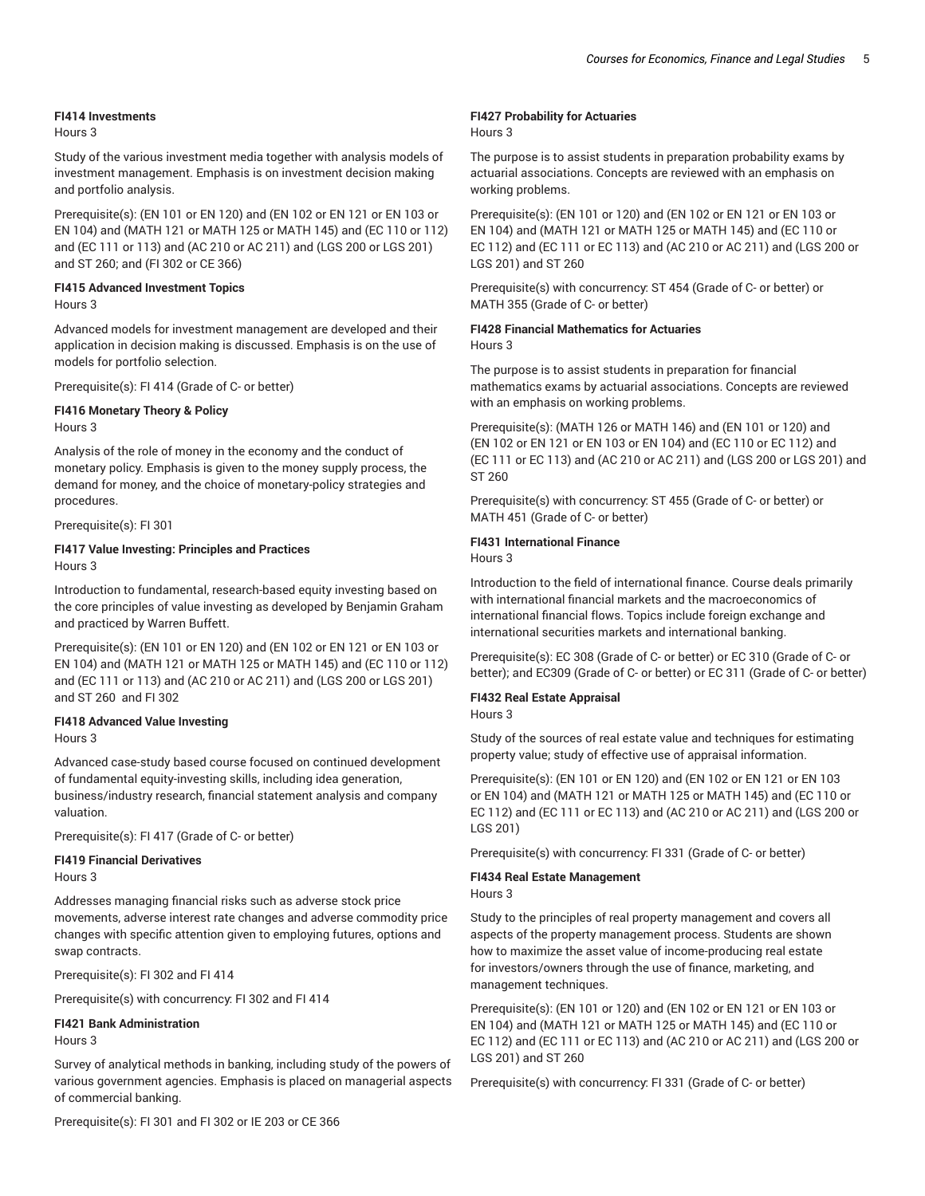#### FI414 Investments

Hours 3

Study of the various investment media together with analysis models of investment management. Emphasis is on investment decision making and portfolio analysis.

Prerequisite(s): (EN 101 or EN 120) and (EN 102 or EN 121 or EN 103 or EN 104) and (MATH 121 or MATH 125 or MATH 145) and (EC 110 or 112) and (EC 111 or 113) and (AC 210 or AC 211) and (LGS 200 or LGS 201) and ST 260; and (FI 302 or CE 366)

#### FI415 Advanced Investment Topics

Hours 3

Advanced models for investment management are developed and their application in decision making is discussed. Emphasis is on the use of models for portfolio selection.

Prerequisite(s): FI 414 (Grade of C- or better)

#### FI416 Monetary Theory & Policy

Hours 3

Analysis of the role of money in the economy and the conduct of monetary policy. Emphasis is given to the money supply process, the demand for money, and the choice of monetary-policy strategies and procedures.

Prerequisite(s): FI 301

#### FI417 Value Investing: Principles and Practices

Hours 3

Introduction to fundamental, research-based equity investing based on the core principles of value investing as developed by Benjamin Graham and practiced by Warren Buffett.

Prerequisite(s): (EN 101 or EN 120) and (EN 102 or EN 121 or EN 103 or EN 104) and (MATH 121 or MATH 125 or MATH 145) and (EC 110 or 112) and (EC 111 or 113) and (AC 210 or AC 211) and (LGS 200 or LGS 201) and ST 260 and FI 302

#### FI418 Advanced Value Investing

Hours 3

Advanced case-study based course focused on continued development of fundamental equity-investing skills, including idea generation, business/industry research, financial statement analysis and company valuation.

Prerequisite(s): FI 417 (Grade of C- or better)

#### FI419 Financial Derivatives

Hours 3

Addresses managing financial risks such as adverse stock price movements, adverse interest rate changes and adverse commodity price changes with specific attention given to employing futures, options and swap contracts.

Prerequisite(s): FI 302 and FI 414

Prerequisite(s) with concurrency: FI 302 and FI 414

#### FI421 Bank Administration

Hours 3

Survey of analytical methods in banking, including study of the powers of various government agencies. Emphasis is placed on managerial aspects of commercial banking.

Prerequisite(s): FI 301 and FI 302 or IE 203 or CE 366

#### FI427 Probability for Actuaries

Hours 3

The purpose is to assist students in preparation probability exams by actuarial associations. Concepts are reviewed with an emphasis on working problems.

Prerequisite(s): (EN 101 or 120) and (EN 102 or EN 121 or EN 103 or EN 104) and (MATH 121 or MATH 125 or MATH 145) and (EC 110 or EC 112) and (EC 111 or EC 113) and (AC 210 or AC 211) and (LGS 200 or LGS 201) and ST 260

Prerequisite(s) with concurrency: ST 454 (Grade of C- or better) or MATH 355 (Grade of C- or better)

#### FI428 Financial Mathematics for Actuaries

Hours 3

The purpose is to assist students in preparation for financial mathematics exams by actuarial associations. Concepts are reviewed with an emphasis on working problems.

Prerequisite(s): (MATH 126 or MATH 146) and (EN 101 or 120) and (EN 102 or EN 121 or EN 103 or EN 104) and (EC 110 or EC 112) and (EC 111 or EC 113) and (AC 210 or AC 211) and (LGS 200 or LGS 201) and ST 260

Prerequisite(s) with concurrency: ST 455 (Grade of C- or better) or MATH 451 (Grade of C- or better)

#### FI431 International Finance

Hours 3

Introduction to the field of international finance. Course deals primarily with international financial markets and the macroeconomics of international financial flows. Topics include foreign exchange and international securities markets and international banking.

Prerequisite(s): EC 308 (Grade of C- or better) or EC 310 (Grade of C- or better); and EC309 (Grade of C- or better) or EC 311 (Grade of C- or better)

#### FI432 Real Estate Appraisal

Hours 3

Study of the sources of real estate value and techniques for estimating property value; study of effective use of appraisal information.

Prerequisite(s): (EN 101 or EN 120) and (EN 102 or EN 121 or EN 103 or EN 104) and (MATH 121 or MATH 125 or MATH 145) and (EC 110 or EC 112) and (EC 111 or EC 113) and (AC 210 or AC 211) and (LGS 200 or LGS 201)

Prerequisite(s) with concurrency: FI 331 (Grade of C- or better)

#### FI434 Real Estate Management

Hours 3

Study to the principles of real property management and covers all aspects of the property management process. Students are shown how to maximize the asset value of income-producing real estate for investors/owners through the use of finance, marketing, and management techniques.

Prerequisite(s): (EN 101 or 120) and (EN 102 or EN 121 or EN 103 or EN 104) and (MATH 121 or MATH 125 or MATH 145) and (EC 110 or EC 112) and (EC 111 or EC 113) and (AC 210 or AC 211) and (LGS 200 or LGS 201) and ST 260

Prerequisite(s) with concurrency: FI 331 (Grade of C- or better)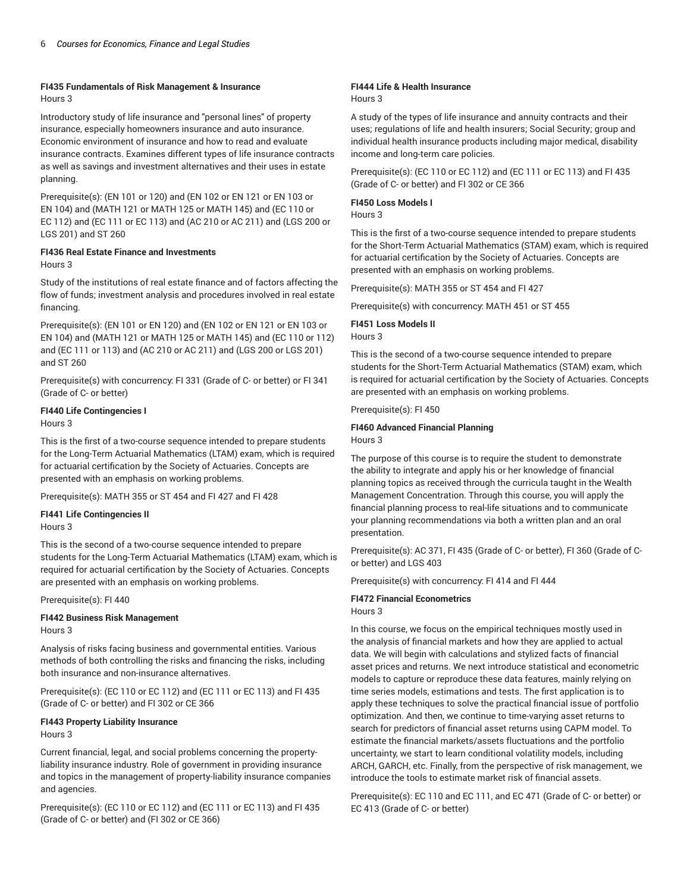**FI435 Fundamentals of Risk Management & Insurance**
Hours 3

Introductory study of life insurance and "personal lines" of property insurance, especially homeowners insurance and auto insurance. Economic environment of insurance and how to read and evaluate insurance contracts. Examines different types of life insurance contracts as well as savings and investment alternatives and their uses in estate planning.

Prerequisite(s): (EN 101 or 120) and (EN 102 or EN 121 or EN 103 or EN 104) and (MATH 121 or MATH 125 or MATH 145) and (EC 110 or EC 112) and (EC 111 or EC 113) and (AC 210 or AC 211) and (LGS 200 or LGS 201) and ST 260

**FI436 Real Estate Finance and Investments**
Hours 3

Study of the institutions of real estate finance and of factors affecting the flow of funds; investment analysis and procedures involved in real estate financing.

Prerequisite(s): (EN 101 or EN 120) and (EN 102 or EN 121 or EN 103 or EN 104) and (MATH 121 or MATH 125 or MATH 145) and (EC 110 or 112) and (EC 111 or 113) and (AC 210 or AC 211) and (LGS 200 or LGS 201) and ST 260

Prerequisite(s) with concurrency: FI 331 (Grade of C- or better) or FI 341 (Grade of C- or better)

**FI440 Life Contingencies I**
Hours 3

This is the first of a two-course sequence intended to prepare students for the Long-Term Actuarial Mathematics (LTAM) exam, which is required for actuarial certification by the Society of Actuaries. Concepts are presented with an emphasis on working problems.

Prerequisite(s): MATH 355 or ST 454 and FI 427 and FI 428

**FI441 Life Contingencies II**
Hours 3

This is the second of a two-course sequence intended to prepare students for the Long-Term Actuarial Mathematics (LTAM) exam, which is required for actuarial certification by the Society of Actuaries. Concepts are presented with an emphasis on working problems.

Prerequisite(s): FI 440

**FI442 Business Risk Management**
Hours 3

Analysis of risks facing business and governmental entities. Various methods of both controlling the risks and financing the risks, including both insurance and non-insurance alternatives.

Prerequisite(s): (EC 110 or EC 112) and (EC 111 or EC 113) and FI 435 (Grade of C- or better) and FI 302 or CE 366

**FI443 Property Liability Insurance**
Hours 3

Current financial, legal, and social problems concerning the property-liability insurance industry. Role of government in providing insurance and topics in the management of property-liability insurance companies and agencies.

Prerequisite(s): (EC 110 or EC 112) and (EC 111 or EC 113) and FI 435 (Grade of C- or better) and (FI 302 or CE 366)

**FI444 Life & Health Insurance**
Hours 3

A study of the types of life insurance and annuity contracts and their uses; regulations of life and health insurers; Social Security; group and individual health insurance products including major medical, disability income and long-term care policies.

Prerequisite(s): (EC 110 or EC 112) and (EC 111 or EC 113) and FI 435 (Grade of C- or better) and FI 302 or CE 366

**FI450 Loss Models I**
Hours 3

This is the first of a two-course sequence intended to prepare students for the Short-Term Actuarial Mathematics (STAM) exam, which is required for actuarial certification by the Society of Actuaries. Concepts are presented with an emphasis on working problems.

Prerequisite(s): MATH 355 or ST 454 and FI 427

Prerequisite(s) with concurrency: MATH 451 or ST 455

**FI451 Loss Models II**
Hours 3

This is the second of a two-course sequence intended to prepare students for the Short-Term Actuarial Mathematics (STAM) exam, which is required for actuarial certification by the Society of Actuaries. Concepts are presented with an emphasis on working problems.

Prerequisite(s): FI 450

**FI460 Advanced Financial Planning**
Hours 3

The purpose of this course is to require the student to demonstrate the ability to integrate and apply his or her knowledge of financial planning topics as received through the curricula taught in the Wealth Management Concentration. Through this course, you will apply the financial planning process to real-life situations and to communicate your planning recommendations via both a written plan and an oral presentation.

Prerequisite(s): AC 371, FI 435 (Grade of C- or better), FI 360 (Grade of C- or better) and LGS 403

Prerequisite(s) with concurrency: FI 414 and FI 444

**FI472 Financial Econometrics**
Hours 3

In this course, we focus on the empirical techniques mostly used in the analysis of financial markets and how they are applied to actual data. We will begin with calculations and stylized facts of financial asset prices and returns. We next introduce statistical and econometric models to capture or reproduce these data features, mainly relying on time series models, estimations and tests. The first application is to apply these techniques to solve the practical financial issue of portfolio optimization. And then, we continue to time-varying asset returns to search for predictors of financial asset returns using CAPM model. To estimate the financial markets/assets fluctuations and the portfolio uncertainty, we start to learn conditional volatility models, including ARCH, GARCH, etc. Finally, from the perspective of risk management, we introduce the tools to estimate market risk of financial assets.

Prerequisite(s): EC 110 and EC 111, and EC 471 (Grade of C- or better) or EC 413 (Grade of C- or better)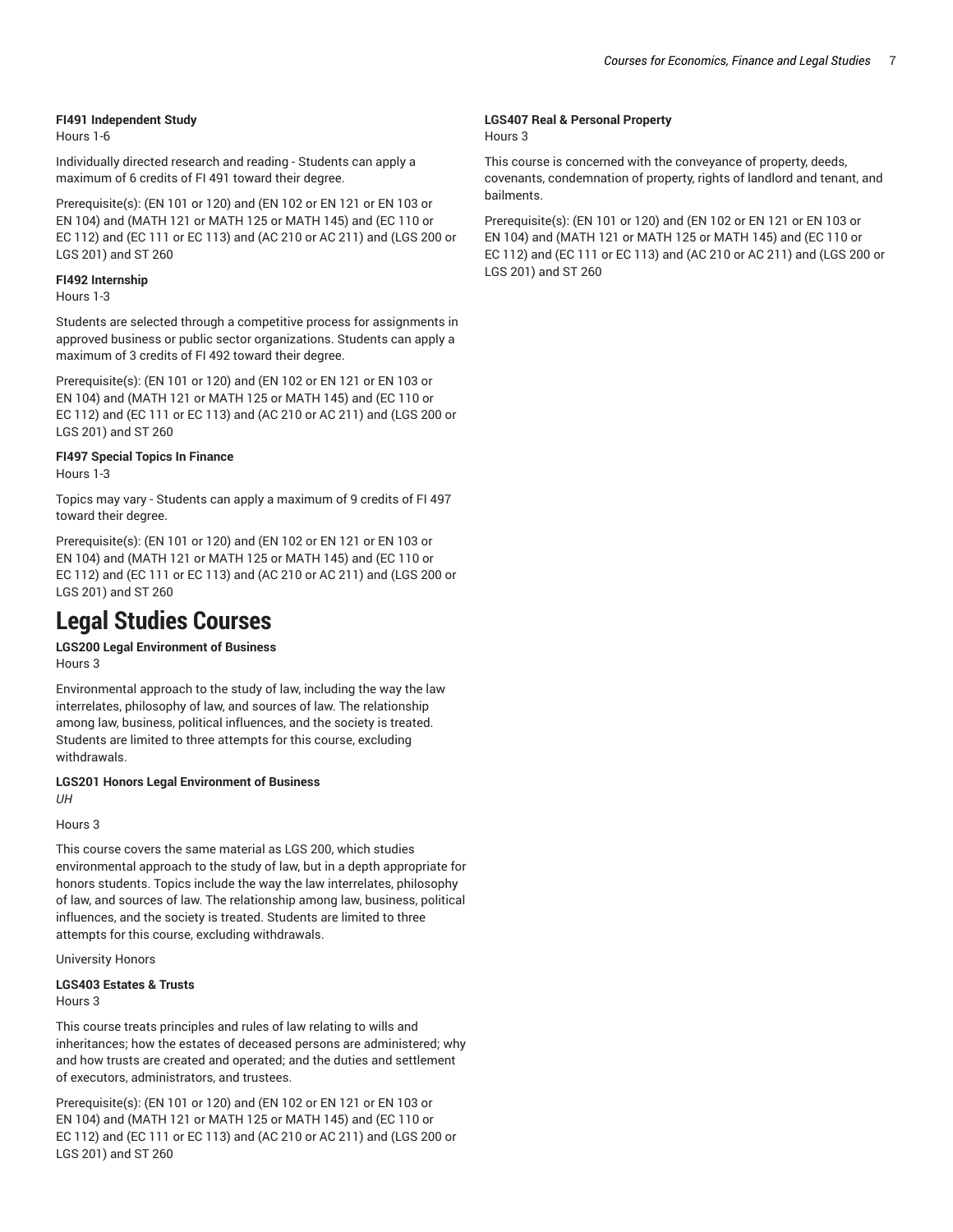**FI491 Independent Study**
Hours 1-6

Individually directed research and reading - Students can apply a maximum of 6 credits of FI 491 toward their degree.

Prerequisite(s): (EN 101 or 120) and (EN 102 or EN 121 or EN 103 or EN 104) and (MATH 121 or MATH 125 or MATH 145) and (EC 110 or EC 112) and (EC 111 or EC 113) and (AC 210 or AC 211) and (LGS 200 or LGS 201) and ST 260

**FI492 Internship**
Hours 1-3

Students are selected through a competitive process for assignments in approved business or public sector organizations. Students can apply a maximum of 3 credits of FI 492 toward their degree.

Prerequisite(s): (EN 101 or 120) and (EN 102 or EN 121 or EN 103 or EN 104) and (MATH 121 or MATH 125 or MATH 145) and (EC 110 or EC 112) and (EC 111 or EC 113) and (AC 210 or AC 211) and (LGS 200 or LGS 201) and ST 260

**FI497 Special Topics In Finance**
Hours 1-3

Topics may vary - Students can apply a maximum of 9 credits of FI 497 toward their degree.

Prerequisite(s): (EN 101 or 120) and (EN 102 or EN 121 or EN 103 or EN 104) and (MATH 121 or MATH 125 or MATH 145) and (EC 110 or EC 112) and (EC 111 or EC 113) and (AC 210 or AC 211) and (LGS 200 or LGS 201) and ST 260

# Legal Studies Courses

**LGS200 Legal Environment of Business**
Hours 3

Environmental approach to the study of law, including the way the law interrelates, philosophy of law, and sources of law. The relationship among law, business, political influences, and the society is treated. Students are limited to three attempts for this course, excluding withdrawals.

**LGS201 Honors Legal Environment of Business**
*UH*

Hours 3

This course covers the same material as LGS 200, which studies environmental approach to the study of law, but in a depth appropriate for honors students. Topics include the way the law interrelates, philosophy of law, and sources of law. The relationship among law, business, political influences, and the society is treated. Students are limited to three attempts for this course, excluding withdrawals.

University Honors

**LGS403 Estates & Trusts**
Hours 3

This course treats principles and rules of law relating to wills and inheritances; how the estates of deceased persons are administered; why and how trusts are created and operated; and the duties and settlement of executors, administrators, and trustees.

Prerequisite(s): (EN 101 or 120) and (EN 102 or EN 121 or EN 103 or EN 104) and (MATH 121 or MATH 125 or MATH 145) and (EC 110 or EC 112) and (EC 111 or EC 113) and (AC 210 or AC 211) and (LGS 200 or LGS 201) and ST 260

**LGS407 Real & Personal Property**
Hours 3

This course is concerned with the conveyance of property, deeds, covenants, condemnation of property, rights of landlord and tenant, and bailments.

Prerequisite(s): (EN 101 or 120) and (EN 102 or EN 121 or EN 103 or EN 104) and (MATH 121 or MATH 125 or MATH 145) and (EC 110 or EC 112) and (EC 111 or EC 113) and (AC 210 or AC 211) and (LGS 200 or LGS 201) and ST 260